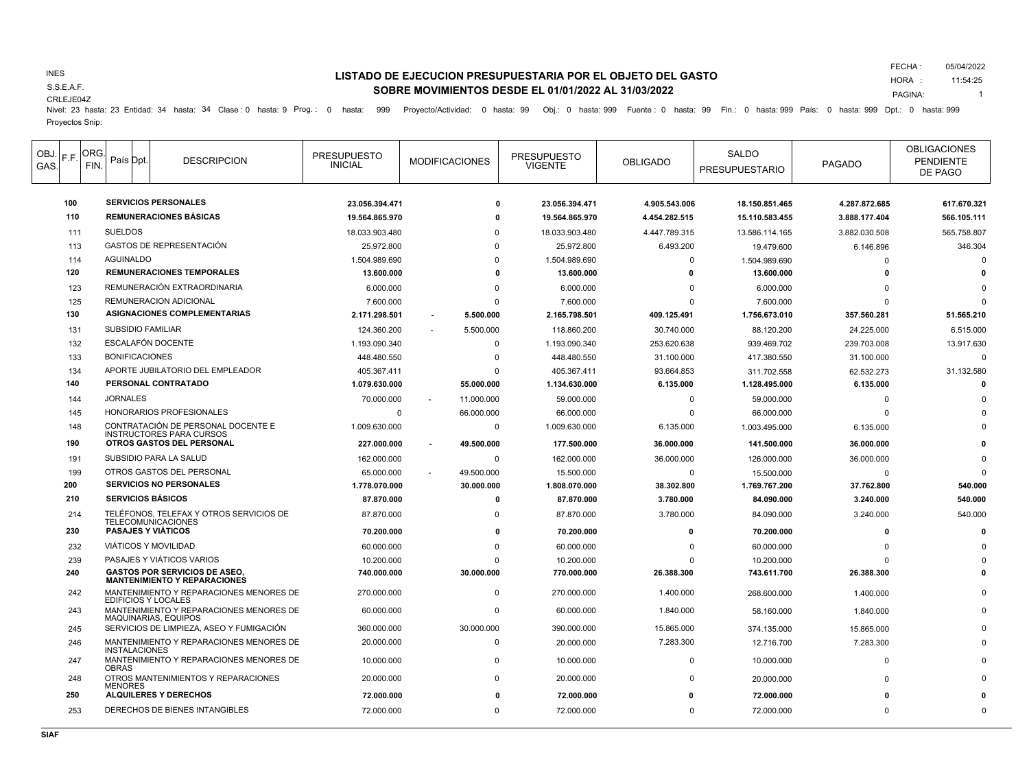INES
S.S.E.A.F.
CRLEJE04Z

FECHA : 05/04/2022
HORA : 11:54:25

# LISTADO DE EJECUCION PRESUPUESTARIA POR EL OBJETO DEL GASTO
## SOBRE MOVIMIENTOS DESDE EL 01/01/2022 AL 31/03/2022

Nivel: 23 hasta: 23 Entidad: 34 hasta: 34 Clase : 0 hasta: 9 Prog. : 0 hasta: 999 Proyecto/Actividad: 0 hasta: 99 Obj.: 0 hasta: 999 Fuente : 0 hasta: 99 Fin.: 0 hasta: 999 País: 0 hasta: 999 Dpt.: 0 hasta: 999
Proyectos Snip:

| OBJ. GAS. | F.F. | ORG. FIN. | País | Dpt. | DESCRIPCION | PRESUPUESTO INICIAL | MODIFICACIONES | PRESUPUESTO VIGENTE | OBLIGADO | SALDO PRESUPUESTARIO | PAGADO | OBLIGACIONES PENDIENTE DE PAGO |
|---|---|---|---|---|---|---|---|---|---|---|---|---|
| **100** | | | | | **SERVICIOS PERSONALES** | **23.056.394.471** | **0** | **23.056.394.471** | **4.905.543.006** | **18.150.851.465** | **4.287.872.685** | **617.670.321** |
| **110** | | | | | **REMUNERACIONES BÁSICAS** | **19.564.865.970** | **0** | **19.564.865.970** | **4.454.282.515** | **15.110.583.455** | **3.888.177.404** | **566.105.111** |
| 111 | | | | | SUELDOS | 18.033.903.480 | 0 | 18.033.903.480 | 4.447.789.315 | 13.586.114.165 | 3.882.030.508 | 565.758.807 |
| 113 | | | | | GASTOS DE REPRESENTACIÓN | 25.972.800 | 0 | 25.972.800 | 6.493.200 | 19.479.600 | 6.146.896 | 346.304 |
| 114 | | | | | AGUINALDO | 1.504.989.690 | 0 | 1.504.989.690 | 0 | 1.504.989.690 | 0 | 0 |
| **120** | | | | | **REMUNERACIONES TEMPORALES** | **13.600.000** | **0** | **13.600.000** | **0** | **13.600.000** | **0** | **0** |
| 123 | | | | | REMUNERACIÓN EXTRAORDINARIA | 6.000.000 | 0 | 6.000.000 | 0 | 6.000.000 | 0 | 0 |
| 125 | | | | | REMUNERACION ADICIONAL | 7.600.000 | 0 | 7.600.000 | 0 | 7.600.000 | 0 | 0 |
| **130** | | | | | **ASIGNACIONES COMPLEMENTARIAS** | **2.171.298.501** | **- 5.500.000** | **2.165.798.501** | **409.125.491** | **1.756.673.010** | **357.560.281** | **51.565.210** |
| 131 | | | | | SUBSIDIO FAMILIAR | 124.360.200 | - 5.500.000 | 118.860.200 | 30.740.000 | 88.120.200 | 24.225.000 | 6.515.000 |
| 132 | | | | | ESCALAFÓN DOCENTE | 1.193.090.340 | 0 | 1.193.090.340 | 253.620.638 | 939.469.702 | 239.703.008 | 13.917.630 |
| 133 | | | | | BONIFICACIONES | 448.480.550 | 0 | 448.480.550 | 31.100.000 | 417.380.550 | 31.100.000 | 0 |
| 134 | | | | | APORTE JUBILATORIO DEL EMPLEADOR | 405.367.411 | 0 | 405.367.411 | 93.664.853 | 311.702.558 | 62.532.273 | 31.132.580 |
| **140** | | | | | **PERSONAL CONTRATADO** | **1.079.630.000** | **55.000.000** | **1.134.630.000** | **6.135.000** | **1.128.495.000** | **6.135.000** | **0** |
| 144 | | | | | JORNALES | 70.000.000 | - 11.000.000 | 59.000.000 | 0 | 59.000.000 | 0 | 0 |
| 145 | | | | | HONORARIOS PROFESIONALES | 0 | 66.000.000 | 66.000.000 | 0 | 66.000.000 | 0 | 0 |
| 148 | | | | | CONTRATACIÓN DE PERSONAL DOCENTE E INSTRUCTORES PARA CURSOS | 1.009.630.000 | 0 | 1.009.630.000 | 6.135.000 | 1.003.495.000 | 6.135.000 | 0 |
| **190** | | | | | **OTROS GASTOS DEL PERSONAL** | **227.000.000** | **- 49.500.000** | **177.500.000** | **36.000.000** | **141.500.000** | **36.000.000** | **0** |
| 191 | | | | | SUBSIDIO PARA LA SALUD | 162.000.000 | 0 | 162.000.000 | 36.000.000 | 126.000.000 | 36.000.000 | 0 |
| 199 | | | | | OTROS GASTOS DEL PERSONAL | 65.000.000 | - 49.500.000 | 15.500.000 | 0 | 15.500.000 | 0 | 0 |
| **200** | | | | | **SERVICIOS NO PERSONALES** | **1.778.070.000** | **30.000.000** | **1.808.070.000** | **38.302.800** | **1.769.767.200** | **37.762.800** | **540.000** |
| **210** | | | | | **SERVICIOS BÁSICOS** | **87.870.000** | **0** | **87.870.000** | **3.780.000** | **84.090.000** | **3.240.000** | **540.000** |
| 214 | | | | | TELÉFONOS, TELEFAX Y OTROS SERVICIOS DE TELECOMUNICACIONES | 87.870.000 | 0 | 87.870.000 | 3.780.000 | 84.090.000 | 3.240.000 | 540.000 |
| **230** | | | | | **PASAJES Y VIÁTICOS** | **70.200.000** | **0** | **70.200.000** | **0** | **70.200.000** | **0** | **0** |
| 232 | | | | | VIÁTICOS Y MOVILIDAD | 60.000.000 | 0 | 60.000.000 | 0 | 60.000.000 | 0 | 0 |
| 239 | | | | | PASAJES Y VIÁTICOS VARIOS | 10.200.000 | 0 | 10.200.000 | 0 | 10.200.000 | 0 | 0 |
| **240** | | | | | **GASTOS POR SERVICIOS DE ASEO, MANTENIMIENTO Y REPARACIONES** | **740.000.000** | **30.000.000** | **770.000.000** | **26.388.300** | **743.611.700** | **26.388.300** | **0** |
| 242 | | | | | MANTENIMIENTO Y REPARACIONES MENORES DE EDIFICIOS Y LOCALES | 270.000.000 | 0 | 270.000.000 | 1.400.000 | 268.600.000 | 1.400.000 | 0 |
| 243 | | | | | MANTENIMIENTO Y REPARACIONES MENORES DE MAQUINARIAS, EQUIPOS | 60.000.000 | 0 | 60.000.000 | 1.840.000 | 58.160.000 | 1.840.000 | 0 |
| 245 | | | | | SERVICIOS DE LIMPIEZA, ASEO Y FUMIGACIÓN | 360.000.000 | 30.000.000 | 390.000.000 | 15.865.000 | 374.135.000 | 15.865.000 | 0 |
| 246 | | | | | MANTENIMIENTO Y REPARACIONES MENORES DE INSTALACIONES | 20.000.000 | 0 | 20.000.000 | 7.283.300 | 12.716.700 | 7.283.300 | 0 |
| 247 | | | | | MANTENIMIENTO Y REPARACIONES MENORES DE OBRAS | 10.000.000 | 0 | 10.000.000 | 0 | 10.000.000 | 0 | 0 |
| 248 | | | | | OTROS MANTENIMIENTOS Y REPARACIONES MENORES | 20.000.000 | 0 | 20.000.000 | 0 | 20.000.000 | 0 | 0 |
| **250** | | | | | **ALQUILERES Y DERECHOS** | **72.000.000** | **0** | **72.000.000** | **0** | **72.000.000** | **0** | **0** |
| 253 | | | | | DERECHOS DE BIENES INTANGIBLES | 72.000.000 | 0 | 72.000.000 | 0 | 72.000.000 | 0 | 0 |

SIAF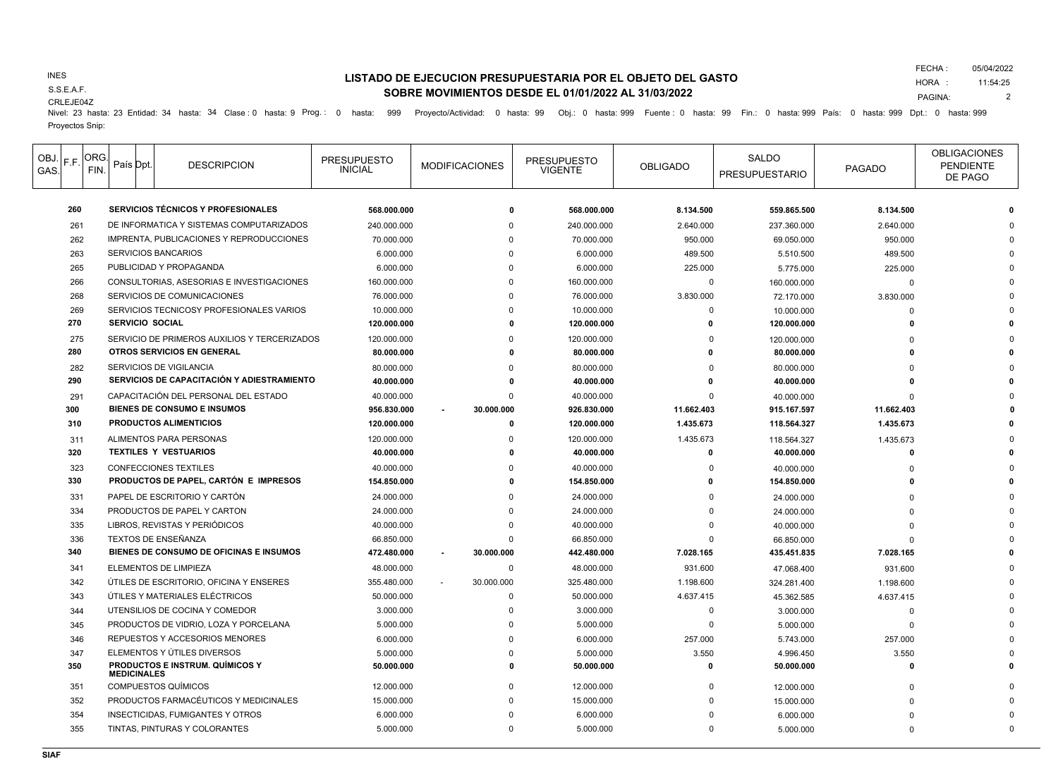INES
S.S.E.A.F.
CRLEJE04Z

## LISTADO DE EJECUCION PRESUPUESTARIA POR EL OBJETO DEL GASTO
## SOBRE MOVIMIENTOS DESDE EL 01/01/2022 AL 31/03/2022

FECHA : 05/04/2022
HORA : 11:54:25

Nivel: 23 hasta: 23 Entidad: 34 hasta: 34 Clase : 0 hasta: 9 Prog. : 0 hasta: 999 Proyecto/Actividad: 0 hasta: 99 Obj.: 0 hasta: 999 Fuente : 0 hasta: 99 Fin.: 0 hasta: 999 País: 0 hasta: 999 Dpt.: 0 hasta: 999
Proyectos Snip:

| OBJ. GAS. | F.F. | ORG. FIN. | País | Dpt. | DESCRIPCION | PRESUPUESTO INICIAL | MODIFICACIONES | PRESUPUESTO VIGENTE | OBLIGADO | SALDO PRESUPUESTARIO | PAGADO | OBLIGACIONES PENDIENTE DE PAGO |
|---|---|---|---|---|---|---|---|---|---|---|---|---|
| **260** | | | | | **SERVICIOS TÉCNICOS Y PROFESIONALES** | **568.000.000** | **0** | **568.000.000** | **8.134.500** | **559.865.500** | **8.134.500** | **0** |
| 261 | | | | | DE INFORMATICA Y SISTEMAS COMPUTARIZADOS | 240.000.000 | 0 | 240.000.000 | 2.640.000 | 237.360.000 | 2.640.000 | 0 |
| 262 | | | | | IMPRENTA, PUBLICACIONES Y REPRODUCCIONES | 70.000.000 | 0 | 70.000.000 | 950.000 | 69.050.000 | 950.000 | 0 |
| 263 | | | | | SERVICIOS BANCARIOS | 6.000.000 | 0 | 6.000.000 | 489.500 | 5.510.500 | 489.500 | 0 |
| 265 | | | | | PUBLICIDAD Y PROPAGANDA | 6.000.000 | 0 | 6.000.000 | 225.000 | 5.775.000 | 225.000 | 0 |
| 266 | | | | | CONSULTORIAS, ASESORIAS E INVESTIGACIONES | 160.000.000 | 0 | 160.000.000 | 0 | 160.000.000 | 0 | 0 |
| 268 | | | | | SERVICIOS DE COMUNICACIONES | 76.000.000 | 0 | 76.000.000 | 3.830.000 | 72.170.000 | 3.830.000 | 0 |
| 269 | | | | | SERVICIOS TECNICOSY PROFESIONALES VARIOS | 10.000.000 | 0 | 10.000.000 | 0 | 10.000.000 | 0 | 0 |
| **270** | | | | | **SERVICIO SOCIAL** | **120.000.000** | **0** | **120.000.000** | **0** | **120.000.000** | **0** | **0** |
| 275 | | | | | SERVICIO DE PRIMEROS AUXILIOS Y TERCERIZADOS | 120.000.000 | 0 | 120.000.000 | 0 | 120.000.000 | 0 | 0 |
| **280** | | | | | **OTROS SERVICIOS EN GENERAL** | **80.000.000** | **0** | **80.000.000** | **0** | **80.000.000** | **0** | **0** |
| 282 | | | | | SERVICIOS DE VIGILANCIA | 80.000.000 | 0 | 80.000.000 | 0 | 80.000.000 | 0 | 0 |
| **290** | | | | | **SERVICIOS DE CAPACITACIÓN Y ADIESTRAMIENTO** | **40.000.000** | **0** | **40.000.000** | **0** | **40.000.000** | **0** | **0** |
| 291 | | | | | CAPACITACIÓN DEL PERSONAL DEL ESTADO | 40.000.000 | 0 | 40.000.000 | 0 | 40.000.000 | 0 | 0 |
| **300** | | | | | **BIENES DE CONSUMO E INSUMOS** | **956.830.000** | **- 30.000.000** | **926.830.000** | **11.662.403** | **915.167.597** | **11.662.403** | **0** |
| **310** | | | | | **PRODUCTOS ALIMENTICIOS** | **120.000.000** | **0** | **120.000.000** | **1.435.673** | **118.564.327** | **1.435.673** | **0** |
| 311 | | | | | ALIMENTOS PARA PERSONAS | 120.000.000 | 0 | 120.000.000 | 1.435.673 | 118.564.327 | 1.435.673 | 0 |
| **320** | | | | | **TEXTILES Y VESTUARIOS** | **40.000.000** | **0** | **40.000.000** | **0** | **40.000.000** | **0** | **0** |
| 323 | | | | | CONFECCIONES TEXTILES | 40.000.000 | 0 | 40.000.000 | 0 | 40.000.000 | 0 | 0 |
| **330** | | | | | **PRODUCTOS DE PAPEL, CARTÓN E IMPRESOS** | **154.850.000** | **0** | **154.850.000** | **0** | **154.850.000** | **0** | **0** |
| 331 | | | | | PAPEL DE ESCRITORIO Y CARTÓN | 24.000.000 | 0 | 24.000.000 | 0 | 24.000.000 | 0 | 0 |
| 334 | | | | | PRODUCTOS DE PAPEL Y CARTON | 24.000.000 | 0 | 24.000.000 | 0 | 24.000.000 | 0 | 0 |
| 335 | | | | | LIBROS, REVISTAS Y PERIÓDICOS | 40.000.000 | 0 | 40.000.000 | 0 | 40.000.000 | 0 | 0 |
| 336 | | | | | TEXTOS DE ENSEÑANZA | 66.850.000 | 0 | 66.850.000 | 0 | 66.850.000 | 0 | 0 |
| **340** | | | | | **BIENES DE CONSUMO DE OFICINAS E INSUMOS** | **472.480.000** | **- 30.000.000** | **442.480.000** | **7.028.165** | **435.451.835** | **7.028.165** | **0** |
| 341 | | | | | ELEMENTOS DE LIMPIEZA | 48.000.000 | 0 | 48.000.000 | 931.600 | 47.068.400 | 931.600 | 0 |
| 342 | | | | | ÚTILES DE ESCRITORIO, OFICINA Y ENSERES | 355.480.000 | - 30.000.000 | 325.480.000 | 1.198.600 | 324.281.400 | 1.198.600 | 0 |
| 343 | | | | | ÚTILES Y MATERIALES ELÉCTRICOS | 50.000.000 | 0 | 50.000.000 | 4.637.415 | 45.362.585 | 4.637.415 | 0 |
| 344 | | | | | UTENSILIOS DE COCINA Y COMEDOR | 3.000.000 | 0 | 3.000.000 | 0 | 3.000.000 | 0 | 0 |
| 345 | | | | | PRODUCTOS DE VIDRIO, LOZA Y PORCELANA | 5.000.000 | 0 | 5.000.000 | 0 | 5.000.000 | 0 | 0 |
| 346 | | | | | REPUESTOS Y ACCESORIOS MENORES | 6.000.000 | 0 | 6.000.000 | 257.000 | 5.743.000 | 257.000 | 0 |
| 347 | | | | | ELEMENTOS Y ÚTILES DIVERSOS | 5.000.000 | 0 | 5.000.000 | 3.550 | 4.996.450 | 3.550 | 0 |
| **350** | | | | | **PRODUCTOS E INSTRUM. QUÍMICOS Y MEDICINALES** | **50.000.000** | **0** | **50.000.000** | **0** | **50.000.000** | **0** | **0** |
| 351 | | | | | COMPUESTOS QUÍMICOS | 12.000.000 | 0 | 12.000.000 | 0 | 12.000.000 | 0 | 0 |
| 352 | | | | | PRODUCTOS FARMACÉUTICOS Y MEDICINALES | 15.000.000 | 0 | 15.000.000 | 0 | 15.000.000 | 0 | 0 |
| 354 | | | | | INSECTICIDAS, FUMIGANTES Y OTROS | 6.000.000 | 0 | 6.000.000 | 0 | 6.000.000 | 0 | 0 |
| 355 | | | | | TINTAS, PINTURAS Y COLORANTES | 5.000.000 | 0 | 5.000.000 | 0 | 5.000.000 | 0 | 0 |

SIAF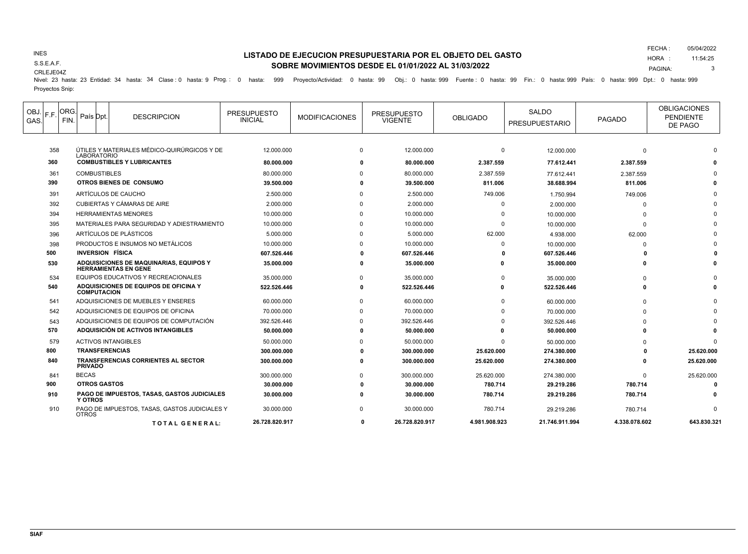INES

S.S.E.A.F.

CRLEJE04Z

# LISTADO DE EJECUCION PRESUPUESTARIA POR EL OBJETO DEL GASTO

## SOBRE MOVIMIENTOS DESDE EL 01/01/2022 AL 31/03/2022

FECHA : 05/04/2022

HORA : 11:54:25

Nivel: 23 hasta: 23 Entidad: 34 hasta: 34 Clase : 0 hasta: 9 Prog. : 0 hasta: 999 Proyecto/Actividad: 0 hasta: 99 Obj.: 0 hasta: 999 Fuente : 0 hasta: 99 Fin.: 0 hasta: 999 País: 0 hasta: 999 Dpt.: 0 hasta: 999

Proyectos Snip:

| OBJ. GAS. | F.F. | ORG. FIN. | País | Dpt. | DESCRIPCION | PRESUPUESTO INICIAL | MODIFICACIONES | PRESUPUESTO VIGENTE | OBLIGADO | SALDO PRESUPUESTARIO | PAGADO | OBLIGACIONES PENDIENTE DE PAGO |
|---|---|---|---|---|---|---|---|---|---|---|---|---|
| 358 | | | | | ÚTILES Y MATERIALES MÉDICO-QUIRÚRGICOS Y DE LABORATORIO | 12.000.000 | 0 | 12.000.000 | 0 | 12.000.000 | 0 | 0 |
| **360** | | | | | **COMBUSTIBLES Y LUBRICANTES** | **80.000.000** | **0** | **80.000.000** | **2.387.559** | **77.612.441** | **2.387.559** | **0** |
| 361 | | | | | COMBUSTIBLES | 80.000.000 | 0 | 80.000.000 | 2.387.559 | 77.612.441 | 2.387.559 | 0 |
| **390** | | | | | **OTROS BIENES DE CONSUMO** | **39.500.000** | **0** | **39.500.000** | **811.006** | **38.688.994** | **811.006** | **0** |
| 391 | | | | | ARTÍCULOS DE CAUCHO | 2.500.000 | 0 | 2.500.000 | 749.006 | 1.750.994 | 749.006 | 0 |
| 392 | | | | | CUBIERTAS Y CÁMARAS DE AIRE | 2.000.000 | 0 | 2.000.000 | 0 | 2.000.000 | 0 | 0 |
| 394 | | | | | HERRAMIENTAS MENORES | 10.000.000 | 0 | 10.000.000 | 0 | 10.000.000 | 0 | 0 |
| 395 | | | | | MATERIALES PARA SEGURIDAD Y ADIESTRAMIENTO | 10.000.000 | 0 | 10.000.000 | 0 | 10.000.000 | 0 | 0 |
| 396 | | | | | ARTÍCULOS DE PLÁSTICOS | 5.000.000 | 0 | 5.000.000 | 62.000 | 4.938.000 | 62.000 | 0 |
| 398 | | | | | PRODUCTOS E INSUMOS NO METÁLICOS | 10.000.000 | 0 | 10.000.000 | 0 | 10.000.000 | 0 | 0 |
| **500** | | | | | **INVERSION FÍSICA** | **607.526.446** | **0** | **607.526.446** | **0** | **607.526.446** | **0** | **0** |
| **530** | | | | | **ADQUISICIONES DE MAQUINARIAS, EQUIPOS Y HERRAMIENTAS EN GENE** | **35.000.000** | **0** | **35.000.000** | **0** | **35.000.000** | **0** | **0** |
| 534 | | | | | EQUIPOS EDUCATIVOS Y RECREACIONALES | 35.000.000 | 0 | 35.000.000 | 0 | 35.000.000 | 0 | 0 |
| **540** | | | | | **ADQUISICIONES DE EQUIPOS DE OFICINA Y COMPUTACION** | **522.526.446** | **0** | **522.526.446** | **0** | **522.526.446** | **0** | **0** |
| 541 | | | | | ADQUISICIONES DE MUEBLES Y ENSERES | 60.000.000 | 0 | 60.000.000 | 0 | 60.000.000 | 0 | 0 |
| 542 | | | | | ADQUISICIONES DE EQUIPOS DE OFICINA | 70.000.000 | 0 | 70.000.000 | 0 | 70.000.000 | 0 | 0 |
| 543 | | | | | ADQUISICIONES DE EQUIPOS DE COMPUTACIÓN | 392.526.446 | 0 | 392.526.446 | 0 | 392.526.446 | 0 | 0 |
| **570** | | | | | **ADQUISICIÓN DE ACTIVOS INTANGIBLES** | **50.000.000** | **0** | **50.000.000** | **0** | **50.000.000** | **0** | **0** |
| 579 | | | | | ACTIVOS INTANGIBLES | 50.000.000 | 0 | 50.000.000 | 0 | 50.000.000 | 0 | 0 |
| **800** | | | | | **TRANSFERENCIAS** | **300.000.000** | **0** | **300.000.000** | **25.620.000** | **274.380.000** | **0** | **25.620.000** |
| **840** | | | | | **TRANSFERENCIAS CORRIENTES AL SECTOR PRIVADO** | **300.000.000** | **0** | **300.000.000** | **25.620.000** | **274.380.000** | **0** | **25.620.000** |
| 841 | | | | | BECAS | 300.000.000 | 0 | 300.000.000 | 25.620.000 | 274.380.000 | 0 | 25.620.000 |
| **900** | | | | | **OTROS GASTOS** | **30.000.000** | **0** | **30.000.000** | **780.714** | **29.219.286** | **780.714** | **0** |
| **910** | | | | | **PAGO DE IMPUESTOS, TASAS, GASTOS JUDICIALES Y OTROS** | **30.000.000** | **0** | **30.000.000** | **780.714** | **29.219.286** | **780.714** | **0** |
| 910 | | | | | PAGO DE IMPUESTOS, TASAS, GASTOS JUDICIALES Y OTROS | 30.000.000 | 0 | 30.000.000 | 780.714 | 29.219.286 | 780.714 | 0 |
| | | | | | **T O T A L  G E N E R A L:** | **26.728.820.917** | **0** | **26.728.820.917** | **4.981.908.923** | **21.746.911.994** | **4.338.078.602** | **643.830.321** |

SIAF